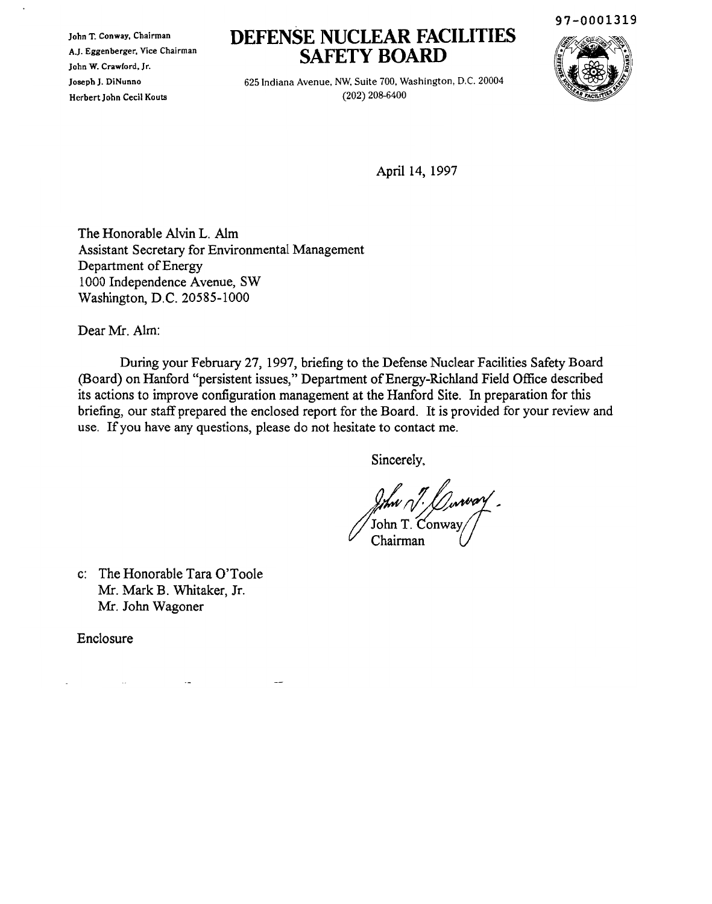97-0001319

John T. Conway, Chairman
A.J. Eggenberger, Vice Chairman
John W. Crawford, Jr.
Joseph J. DiNunno
Herbert John Cecil Kouts

# DEFENSE NUCLEAR FACILITIES SAFETY BOARD

625 Indiana Avenue, NW, Suite 700, Washington, D.C. 20004
(202) 208-6400

April 14, 1997

The Honorable Alvin L. Alm
Assistant Secretary for Environmental Management
Department of Energy
1000 Independence Avenue, SW
Washington, D.C. 20585-1000

Dear Mr. Alm:

During your February 27, 1997, briefing to the Defense Nuclear Facilities Safety Board (Board) on Hanford "persistent issues," Department of Energy-Richland Field Office described its actions to improve configuration management at the Hanford Site. In preparation for this briefing, our staff prepared the enclosed report for the Board. It is provided for your review and use. If you have any questions, please do not hesitate to contact me.

Sincerely,

John T. Conway
Chairman

c: The Honorable Tara O'Toole
Mr. Mark B. Whitaker, Jr.
Mr. John Wagoner

Enclosure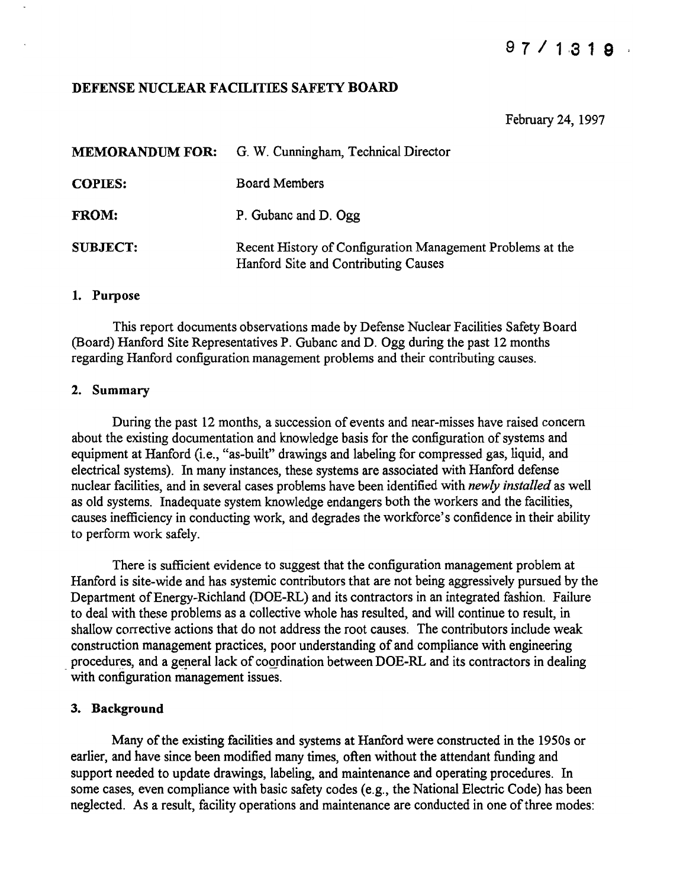97/1319

**DEFENSE NUCLEAR FACILITIES SAFETY BOARD**

February 24, 1997

| | |
|---|---|
| **MEMORANDUM FOR:** | G. W. Cunningham, Technical Director |
| **COPIES:** | Board Members |
| **FROM:** | P. Gubanc and D. Ogg |
| **SUBJECT:** | Recent History of Configuration Management Problems at the Hanford Site and Contributing Causes |

## 1. Purpose

This report documents observations made by Defense Nuclear Facilities Safety Board (Board) Hanford Site Representatives P. Gubanc and D. Ogg during the past 12 months regarding Hanford configuration management problems and their contributing causes.

## 2. Summary

During the past 12 months, a succession of events and near-misses have raised concern about the existing documentation and knowledge basis for the configuration of systems and equipment at Hanford (i.e., "as-built" drawings and labeling for compressed gas, liquid, and electrical systems). In many instances, these systems are associated with Hanford defense nuclear facilities, and in several cases problems have been identified with *newly installed* as well as old systems. Inadequate system knowledge endangers both the workers and the facilities, causes inefficiency in conducting work, and degrades the workforce's confidence in their ability to perform work safely.

There is sufficient evidence to suggest that the configuration management problem at Hanford is site-wide and has systemic contributors that are not being aggressively pursued by the Department of Energy-Richland (DOE-RL) and its contractors in an integrated fashion. Failure to deal with these problems as a collective whole has resulted, and will continue to result, in shallow corrective actions that do not address the root causes. The contributors include weak construction management practices, poor understanding of and compliance with engineering procedures, and a general lack of coordination between DOE-RL and its contractors in dealing with configuration management issues.

## 3. Background

Many of the existing facilities and systems at Hanford were constructed in the 1950s or earlier, and have since been modified many times, often without the attendant funding and support needed to update drawings, labeling, and maintenance and operating procedures. In some cases, even compliance with basic safety codes (e.g., the National Electric Code) has been neglected. As a result, facility operations and maintenance are conducted in one of three modes: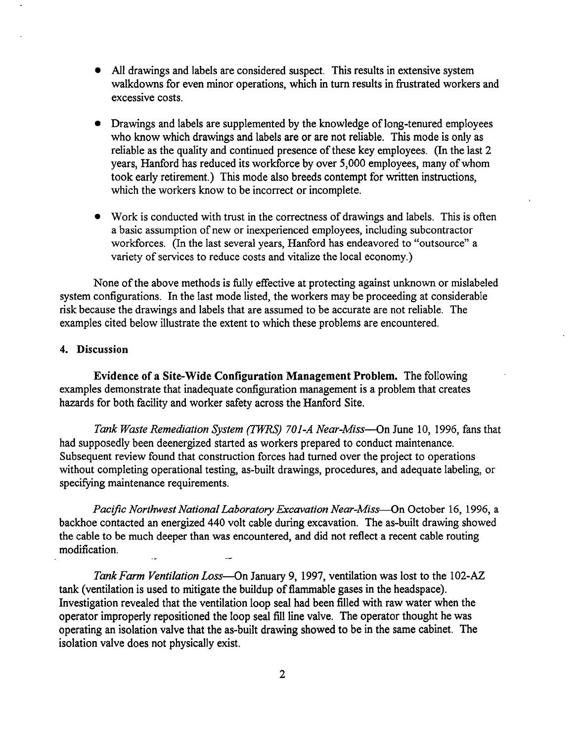- All drawings and labels are considered suspect. This results in extensive system walkdowns for even minor operations, which in turn results in frustrated workers and excessive costs.

- Drawings and labels are supplemented by the knowledge of long-tenured employees who know which drawings and labels are or are not reliable. This mode is only as reliable as the quality and continued presence of these key employees. (In the last 2 years, Hanford has reduced its workforce by over 5,000 employees, many of whom took early retirement.) This mode also breeds contempt for written instructions, which the workers know to be incorrect or incomplete.

- Work is conducted with trust in the correctness of drawings and labels. This is often a basic assumption of new or inexperienced employees, including subcontractor workforces. (In the last several years, Hanford has endeavored to "outsource" a variety of services to reduce costs and vitalize the local economy.)

None of the above methods is fully effective at protecting against unknown or mislabeled system configurations. In the last mode listed, the workers may be proceeding at considerable risk because the drawings and labels that are assumed to be accurate are not reliable. The examples cited below illustrate the extent to which these problems are encountered.

## 4. Discussion

**Evidence of a Site-Wide Configuration Management Problem.** The following examples demonstrate that inadequate configuration management is a problem that creates hazards for both facility and worker safety across the Hanford Site.

*Tank Waste Remediation System (TWRS) 701-A Near-Miss*—On June 10, 1996, fans that had supposedly been deenergized started as workers prepared to conduct maintenance. Subsequent review found that construction forces had turned over the project to operations without completing operational testing, as-built drawings, procedures, and adequate labeling, or specifying maintenance requirements.

*Pacific Northwest National Laboratory Excavation Near-Miss*—On October 16, 1996, a backhoe contacted an energized 440 volt cable during excavation. The as-built drawing showed the cable to be much deeper than was encountered, and did not reflect a recent cable routing modification.

*Tank Farm Ventilation Loss*—On January 9, 1997, ventilation was lost to the 102-AZ tank (ventilation is used to mitigate the buildup of flammable gases in the headspace). Investigation revealed that the ventilation loop seal had been filled with raw water when the operator improperly repositioned the loop seal fill line valve. The operator thought he was operating an isolation valve that the as-built drawing showed to be in the same cabinet. The isolation valve does not physically exist.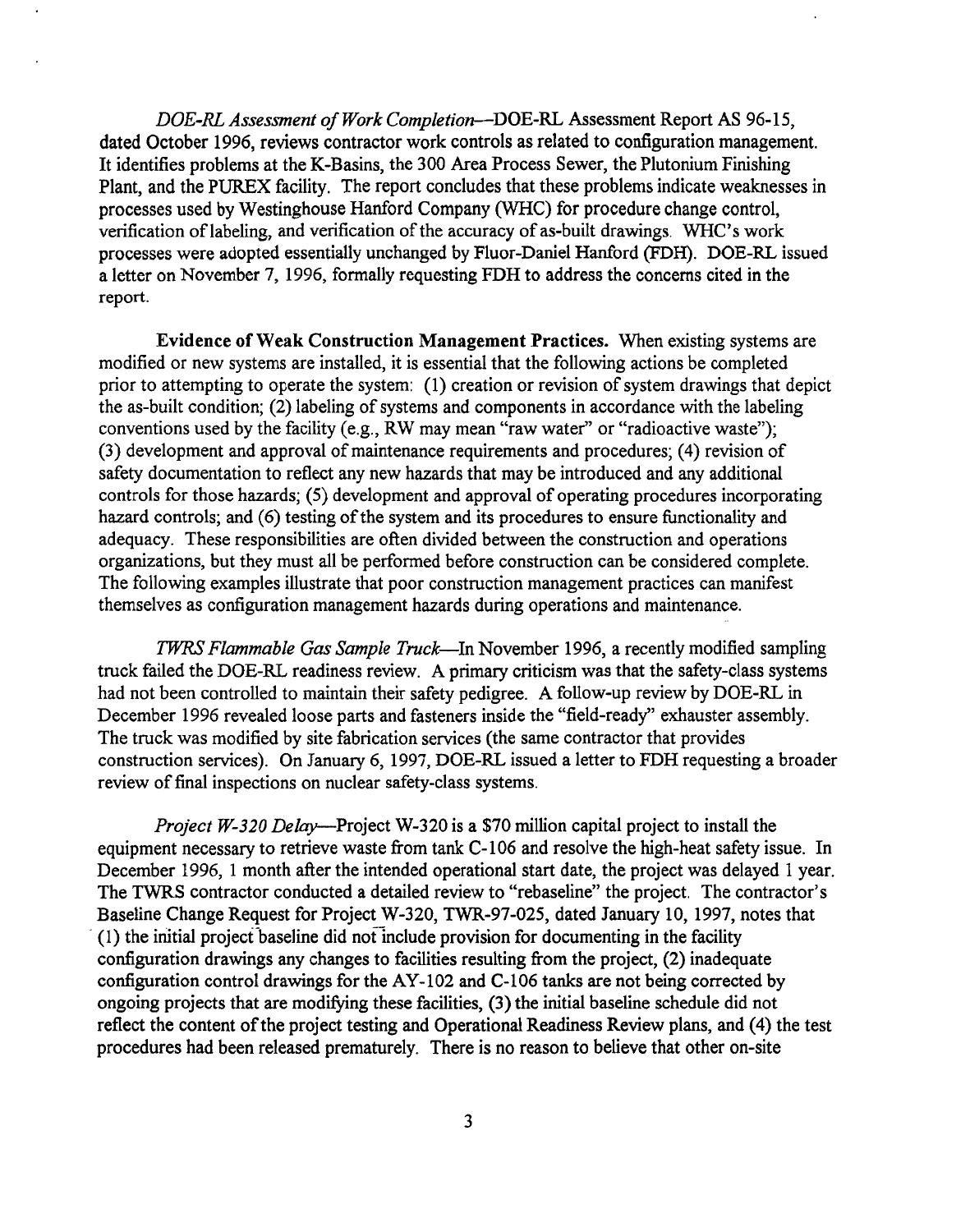*DOE-RL Assessment of Work Completion*—DOE-RL Assessment Report AS 96-15, dated October 1996, reviews contractor work controls as related to configuration management. It identifies problems at the K-Basins, the 300 Area Process Sewer, the Plutonium Finishing Plant, and the PUREX facility. The report concludes that these problems indicate weaknesses in processes used by Westinghouse Hanford Company (WHC) for procedure change control, verification of labeling, and verification of the accuracy of as-built drawings. WHC's work processes were adopted essentially unchanged by Fluor-Daniel Hanford (FDH). DOE-RL issued a letter on November 7, 1996, formally requesting FDH to address the concerns cited in the report.

**Evidence of Weak Construction Management Practices.** When existing systems are modified or new systems are installed, it is essential that the following actions be completed prior to attempting to operate the system: (1) creation or revision of system drawings that depict the as-built condition; (2) labeling of systems and components in accordance with the labeling conventions used by the facility (e.g., RW may mean "raw water" or "radioactive waste"); (3) development and approval of maintenance requirements and procedures; (4) revision of safety documentation to reflect any new hazards that may be introduced and any additional controls for those hazards; (5) development and approval of operating procedures incorporating hazard controls; and (6) testing of the system and its procedures to ensure functionality and adequacy. These responsibilities are often divided between the construction and operations organizations, but they must all be performed before construction can be considered complete. The following examples illustrate that poor construction management practices can manifest themselves as configuration management hazards during operations and maintenance.

*TWRS Flammable Gas Sample Truck*—In November 1996, a recently modified sampling truck failed the DOE-RL readiness review. A primary criticism was that the safety-class systems had not been controlled to maintain their safety pedigree. A follow-up review by DOE-RL in December 1996 revealed loose parts and fasteners inside the "field-ready" exhauster assembly. The truck was modified by site fabrication services (the same contractor that provides construction services). On January 6, 1997, DOE-RL issued a letter to FDH requesting a broader review of final inspections on nuclear safety-class systems.

*Project W-320 Delay*—Project W-320 is a $70 million capital project to install the equipment necessary to retrieve waste from tank C-106 and resolve the high-heat safety issue. In December 1996, 1 month after the intended operational start date, the project was delayed 1 year. The TWRS contractor conducted a detailed review to "rebaseline" the project. The contractor's Baseline Change Request for Project W-320, TWR-97-025, dated January 10, 1997, notes that (1) the initial project baseline did not include provision for documenting in the facility configuration drawings any changes to facilities resulting from the project, (2) inadequate configuration control drawings for the AY-102 and C-106 tanks are not being corrected by ongoing projects that are modifying these facilities, (3) the initial baseline schedule did not reflect the content of the project testing and Operational Readiness Review plans, and (4) the test procedures had been released prematurely. There is no reason to believe that other on-site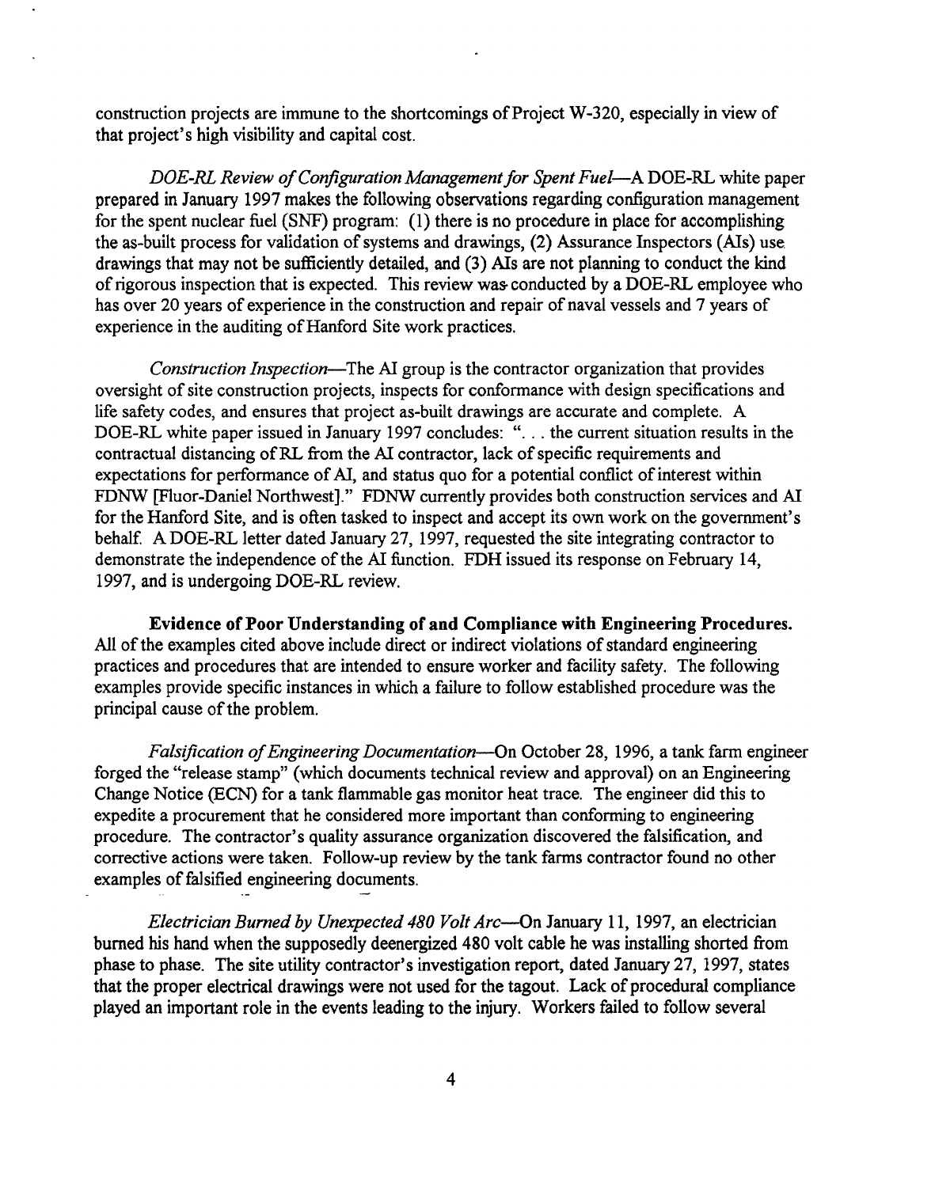construction projects are immune to the shortcomings of Project W-320, especially in view of that project's high visibility and capital cost.

*DOE-RL Review of Configuration Management for Spent Fuel*—A DOE-RL white paper prepared in January 1997 makes the following observations regarding configuration management for the spent nuclear fuel (SNF) program: (1) there is no procedure in place for accomplishing the as-built process for validation of systems and drawings, (2) Assurance Inspectors (AIs) use drawings that may not be sufficiently detailed, and (3) AIs are not planning to conduct the kind of rigorous inspection that is expected. This review was conducted by a DOE-RL employee who has over 20 years of experience in the construction and repair of naval vessels and 7 years of experience in the auditing of Hanford Site work practices.

*Construction Inspection*—The AI group is the contractor organization that provides oversight of site construction projects, inspects for conformance with design specifications and life safety codes, and ensures that project as-built drawings are accurate and complete. A DOE-RL white paper issued in January 1997 concludes: ". . . the current situation results in the contractual distancing of RL from the AI contractor, lack of specific requirements and expectations for performance of AI, and status quo for a potential conflict of interest within FDNW [Fluor-Daniel Northwest]." FDNW currently provides both construction services and AI for the Hanford Site, and is often tasked to inspect and accept its own work on the government's behalf. A DOE-RL letter dated January 27, 1997, requested the site integrating contractor to demonstrate the independence of the AI function. FDH issued its response on February 14, 1997, and is undergoing DOE-RL review.

**Evidence of Poor Understanding of and Compliance with Engineering Procedures.** All of the examples cited above include direct or indirect violations of standard engineering practices and procedures that are intended to ensure worker and facility safety. The following examples provide specific instances in which a failure to follow established procedure was the principal cause of the problem.

*Falsification of Engineering Documentation*—On October 28, 1996, a tank farm engineer forged the "release stamp" (which documents technical review and approval) on an Engineering Change Notice (ECN) for a tank flammable gas monitor heat trace. The engineer did this to expedite a procurement that he considered more important than conforming to engineering procedure. The contractor's quality assurance organization discovered the falsification, and corrective actions were taken. Follow-up review by the tank farms contractor found no other examples of falsified engineering documents.

*Electrician Burned by Unexpected 480 Volt Arc*—On January 11, 1997, an electrician burned his hand when the supposedly deenergized 480 volt cable he was installing shorted from phase to phase. The site utility contractor's investigation report, dated January 27, 1997, states that the proper electrical drawings were not used for the tagout. Lack of procedural compliance played an important role in the events leading to the injury. Workers failed to follow several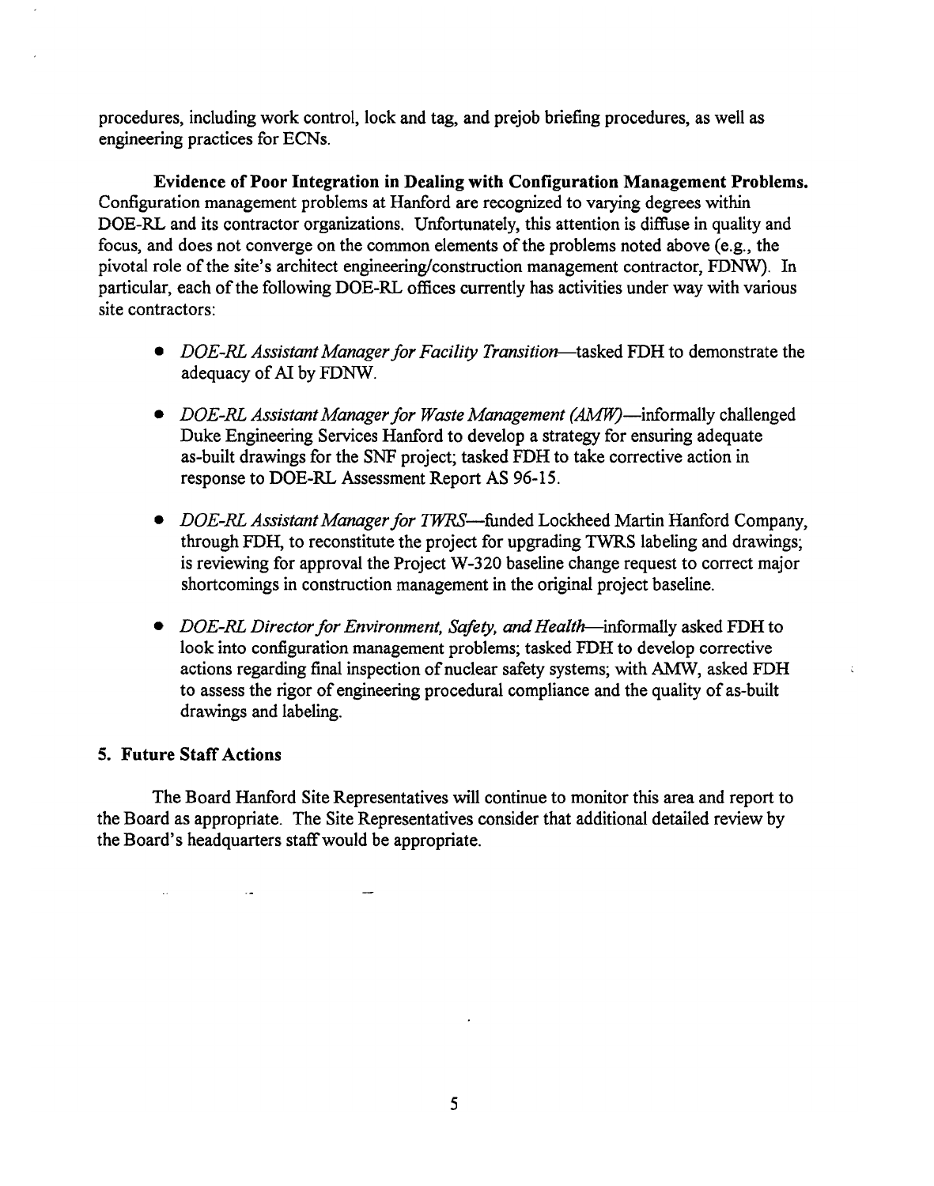procedures, including work control, lock and tag, and prejob briefing procedures, as well as engineering practices for ECNs.

**Evidence of Poor Integration in Dealing with Configuration Management Problems.** Configuration management problems at Hanford are recognized to varying degrees within DOE-RL and its contractor organizations. Unfortunately, this attention is diffuse in quality and focus, and does not converge on the common elements of the problems noted above (e.g., the pivotal role of the site's architect engineering/construction management contractor, FDNW). In particular, each of the following DOE-RL offices currently has activities under way with various site contractors:

- *DOE-RL Assistant Manager for Facility Transition*—tasked FDH to demonstrate the adequacy of AI by FDNW.
- *DOE-RL Assistant Manager for Waste Management (AMW)*—informally challenged Duke Engineering Services Hanford to develop a strategy for ensuring adequate as-built drawings for the SNF project; tasked FDH to take corrective action in response to DOE-RL Assessment Report AS 96-15.
- *DOE-RL Assistant Manager for TWRS*—funded Lockheed Martin Hanford Company, through FDH, to reconstitute the project for upgrading TWRS labeling and drawings; is reviewing for approval the Project W-320 baseline change request to correct major shortcomings in construction management in the original project baseline.
- *DOE-RL Director for Environment, Safety, and Health*—informally asked FDH to look into configuration management problems; tasked FDH to develop corrective actions regarding final inspection of nuclear safety systems; with AMW, asked FDH to assess the rigor of engineering procedural compliance and the quality of as-built drawings and labeling.

## 5. Future Staff Actions

The Board Hanford Site Representatives will continue to monitor this area and report to the Board as appropriate. The Site Representatives consider that additional detailed review by the Board's headquarters staff would be appropriate.